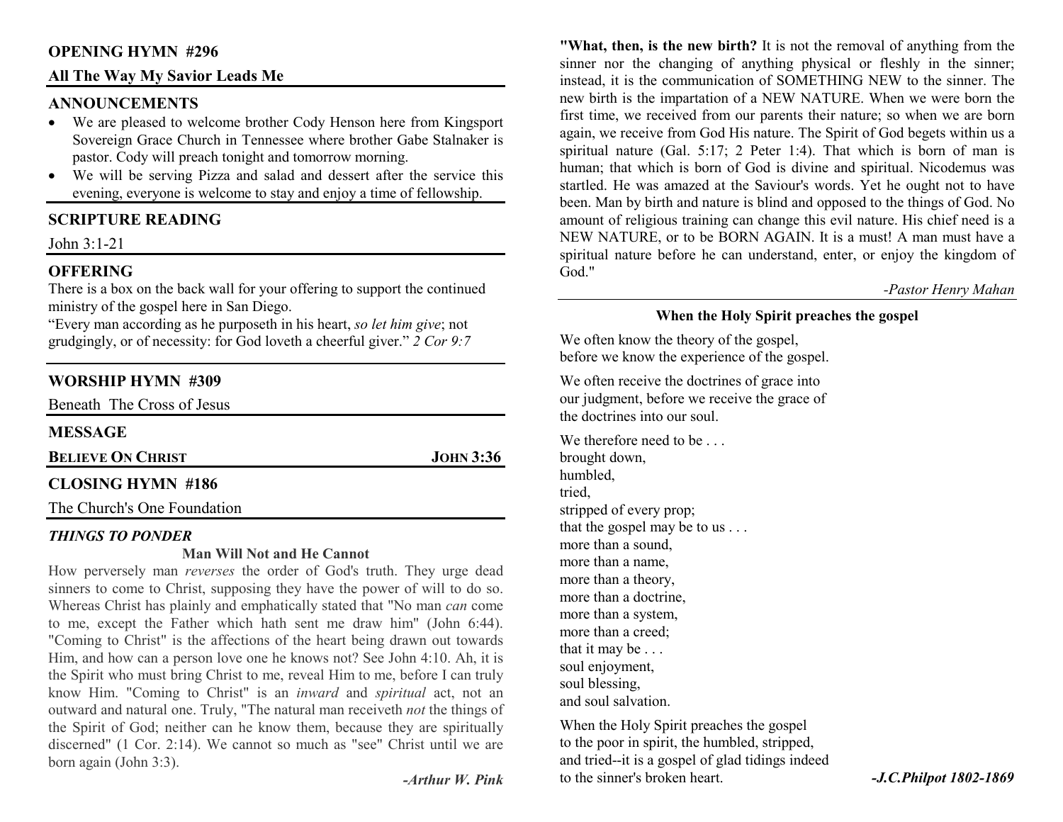## OPENING HYMN #296

**All The Way My Savior Leads Me**

## ANNOUNCEMENTS

- We are pleased to welcome brother Cody Henson here from Kingsport Sovereign Grace Church in Tennessee where brother Gabe Stalnaker is pastor. Cody will preach tonight and tomorrow morning.
- We will be serving Pizza and salad and dessert after the service this evening, everyone is welcome to stay and enjoy a time of fellowship.

## SCRIPTURE READING

John 3:1-21

## OFFERING

There is a box on the back wall for your offering to support the continued ministry of the gospel here in San Diego.

"Every man according as he purposeth in his heart, *so let him give*; not grudgingly, or of necessity: for God loveth a cheerful giver." *2 Cor 9:7*

## WORSHIP HYMN #309

Beneath The Cross of Jesus

## MESSAGE

**BELIEVE ON CHRIST** **JOHN 3:36**

## CLOSING HYMN #186

The Church's One Foundation

### *THINGS TO PONDER*

**Man Will Not and He Cannot**

How perversely man *reverses* the order of God's truth. They urge dead sinners to come to Christ, supposing they have the power of will to do so. Whereas Christ has plainly and emphatically stated that "No man *can* come to me, except the Father which hath sent me draw him" (John 6:44). "Coming to Christ" is the affections of the heart being drawn out towards Him, and how can a person love one he knows not? See John 4:10. Ah, it is the Spirit who must bring Christ to me, reveal Him to me, before I can truly know Him. "Coming to Christ" is an *inward* and *spiritual* act, not an outward and natural one. Truly, "The natural man receiveth *not* the things of the Spirit of God; neither can he know them, because they are spiritually discerned" (1 Cor. 2:14). We cannot so much as "see" Christ until we are born again (John 3:3).

*-Arthur W. Pink*

**"What, then, is the new birth?** It is not the removal of anything from the sinner nor the changing of anything physical or fleshly in the sinner; instead, it is the communication of SOMETHING NEW to the sinner. The new birth is the impartation of a NEW NATURE. When we were born the first time, we received from our parents their nature; so when we are born again, we receive from God His nature. The Spirit of God begets within us a spiritual nature (Gal. 5:17; 2 Peter 1:4). That which is born of man is human; that which is born of God is divine and spiritual. Nicodemus was startled. He was amazed at the Saviour's words. Yet he ought not to have been. Man by birth and nature is blind and opposed to the things of God. No amount of religious training can change this evil nature. His chief need is a NEW NATURE, or to be BORN AGAIN. It is a must! A man must have a spiritual nature before he can understand, enter, or enjoy the kingdom of God."

*-Pastor Henry Mahan*

**When the Holy Spirit preaches the gospel**

We often know the theory of the gospel,
before we know the experience of the gospel.

We often receive the doctrines of grace into
our judgment, before we receive the grace of
the doctrines into our soul.

We therefore need to be . . .
brought down,
humbled,
tried,
stripped of every prop;
that the gospel may be to us . . .
more than a sound,
more than a name,
more than a theory,
more than a doctrine,
more than a system,
more than a creed;
that it may be . . .
soul enjoyment,
soul blessing,
and soul salvation.

When the Holy Spirit preaches the gospel
to the poor in spirit, the humbled, stripped,
and tried--it is a gospel of glad tidings indeed
to the sinner's broken heart.

***-J.C.Philpot 1802-1869***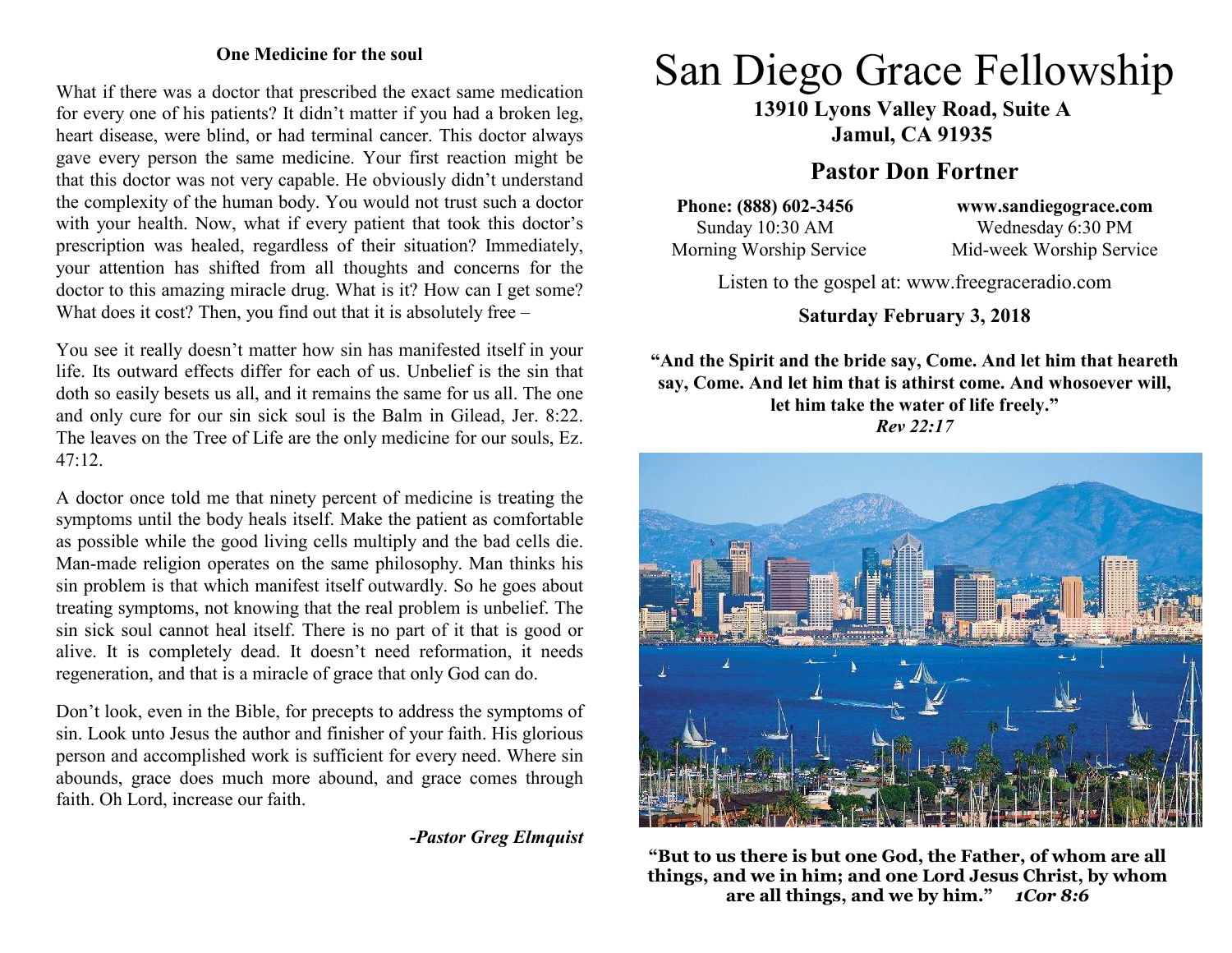**One Medicine for the soul**

What if there was a doctor that prescribed the exact same medication for every one of his patients? It didn't matter if you had a broken leg, heart disease, were blind, or had terminal cancer. This doctor always gave every person the same medicine. Your first reaction might be that this doctor was not very capable. He obviously didn't understand the complexity of the human body. You would not trust such a doctor with your health. Now, what if every patient that took this doctor's prescription was healed, regardless of their situation? Immediately, your attention has shifted from all thoughts and concerns for the doctor to this amazing miracle drug. What is it? How can I get some? What does it cost? Then, you find out that it is absolutely free –

You see it really doesn't matter how sin has manifested itself in your life. Its outward effects differ for each of us. Unbelief is the sin that doth so easily besets us all, and it remains the same for us all. The one and only cure for our sin sick soul is the Balm in Gilead, Jer. 8:22. The leaves on the Tree of Life are the only medicine for our souls, Ez. 47:12.

A doctor once told me that ninety percent of medicine is treating the symptoms until the body heals itself. Make the patient as comfortable as possible while the good living cells multiply and the bad cells die. Man-made religion operates on the same philosophy. Man thinks his sin problem is that which manifest itself outwardly. So he goes about treating symptoms, not knowing that the real problem is unbelief. The sin sick soul cannot heal itself. There is no part of it that is good or alive. It is completely dead. It doesn't need reformation, it needs regeneration, and that is a miracle of grace that only God can do.

Don't look, even in the Bible, for precepts to address the symptoms of sin. Look unto Jesus the author and finisher of your faith. His glorious person and accomplished work is sufficient for every need. Where sin abounds, grace does much more abound, and grace comes through faith. Oh Lord, increase our faith.

***-Pastor Greg Elmquist***

# San Diego Grace Fellowship

**13910 Lyons Valley Road, Suite A**
**Jamul, CA 91935**

## Pastor Don Fortner

**Phone: (888) 602-3456**
Sunday 10:30 AM
Morning Worship Service

**www.sandiegograce.com**
Wednesday 6:30 PM
Mid-week Worship Service

Listen to the gospel at: www.freegraceradio.com

**Saturday February 3, 2018**

**"And the Spirit and the bride say, Come. And let him that heareth say, Come. And let him that is athirst come. And whosoever will, let him take the water of life freely."**
***Rev 22:17***

**"But to us there is but one God, the Father, of whom are all things, and we in him; and one Lord Jesus Christ, by whom are all things, and we by him."** ***1Cor 8:6***